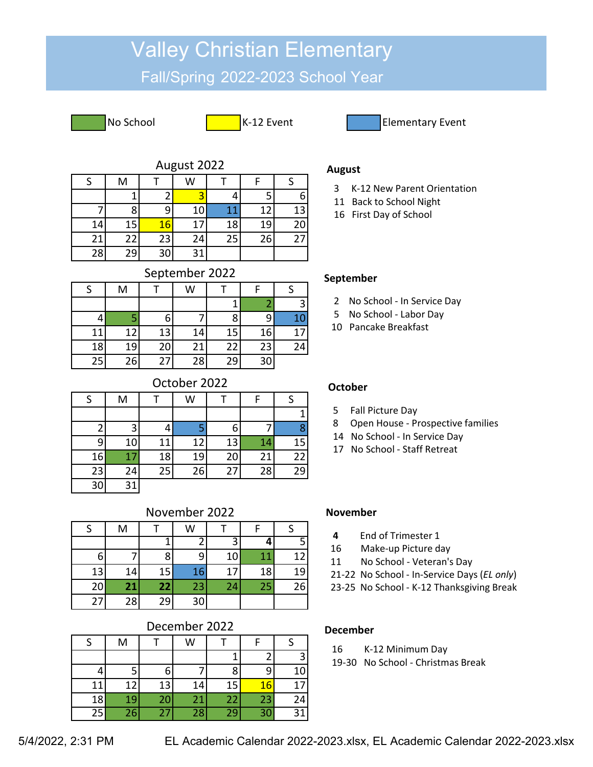# Valley Christian Elementary

## Fall/Spring 2022-2023 School Year

No School | K-12 Event | Elementary Event

### August 2022

| S | M | T | W | T | F | S |
|---|---|---|---|---|---|---|
| | 1 | 2 | 3 | 4 | 5 | 6 |
| 7 | 8 | 9 | 10 | 11 | 12 | 13 |
| 14 | 15 | 16 | 17 | 18 | 19 | 20 |
| 21 | 22 | 23 | 24 | 25 | 26 | 27 |
| 28 | 29 | 30 | 31 | | | |

**August**

- 3 K-12 New Parent Orientation
- 11 Back to School Night
- 16 First Day of School

### September 2022

| S | M | T | W | T | F | S |
|---|---|---|---|---|---|---|
| | | | | 1 | 2 | 3 |
| 4 | 5 | 6 | 7 | 8 | 9 | 10 |
| 11 | 12 | 13 | 14 | 15 | 16 | 17 |
| 18 | 19 | 20 | 21 | 22 | 23 | 24 |
| 25 | 26 | 27 | 28 | 29 | 30 | |

**September**

- 2 No School - In Service Day
- 5 No School - Labor Day
- 10 Pancake Breakfast

### October 2022

| S | M | T | W | T | F | S |
|---|---|---|---|---|---|---|
| | | | | | | 1 |
| 2 | 3 | 4 | 5 | 6 | 7 | 8 |
| 9 | 10 | 11 | 12 | 13 | 14 | 15 |
| 16 | 17 | 18 | 19 | 20 | 21 | 22 |
| 23 | 24 | 25 | 26 | 27 | 28 | 29 |
| 30 | 31 | | | | | |

**October**

- 5 Fall Picture Day
- 8 Open House - Prospective families
- 14 No School - In Service Day
- 17 No School - Staff Retreat

### November 2022

| S | M | T | W | T | F | S |
|---|---|---|---|---|---|---|
| | | 1 | 2 | 3 | **4** | 5 |
| 6 | 7 | 8 | 9 | 10 | 11 | 12 |
| 13 | 14 | 15 | 16 | 17 | 18 | 19 |
| 20 | **21** | **22** | 23 | 24 | 25 | 26 |
| 27 | 28 | 29 | 30 | | | |

**November**

- **4** End of Trimester 1
- 16 Make-up Picture day
- 11 No School - Veteran's Day
- 21-22 No School - In-Service Days (*EL only*)
- 23-25 No School - K-12 Thanksgiving Break

### December 2022

| S | M | T | W | T | F | S |
|---|---|---|---|---|---|---|
| | | | | 1 | 2 | 3 |
| 4 | 5 | 6 | 7 | 8 | 9 | 10 |
| 11 | 12 | 13 | 14 | 15 | 16 | 17 |
| 18 | 19 | 20 | 21 | 22 | 23 | 24 |
| 25 | 26 | 27 | 28 | 29 | 30 | 31 |

**December**

- 16 K-12 Minimum Day
- 19-30 No School - Christmas Break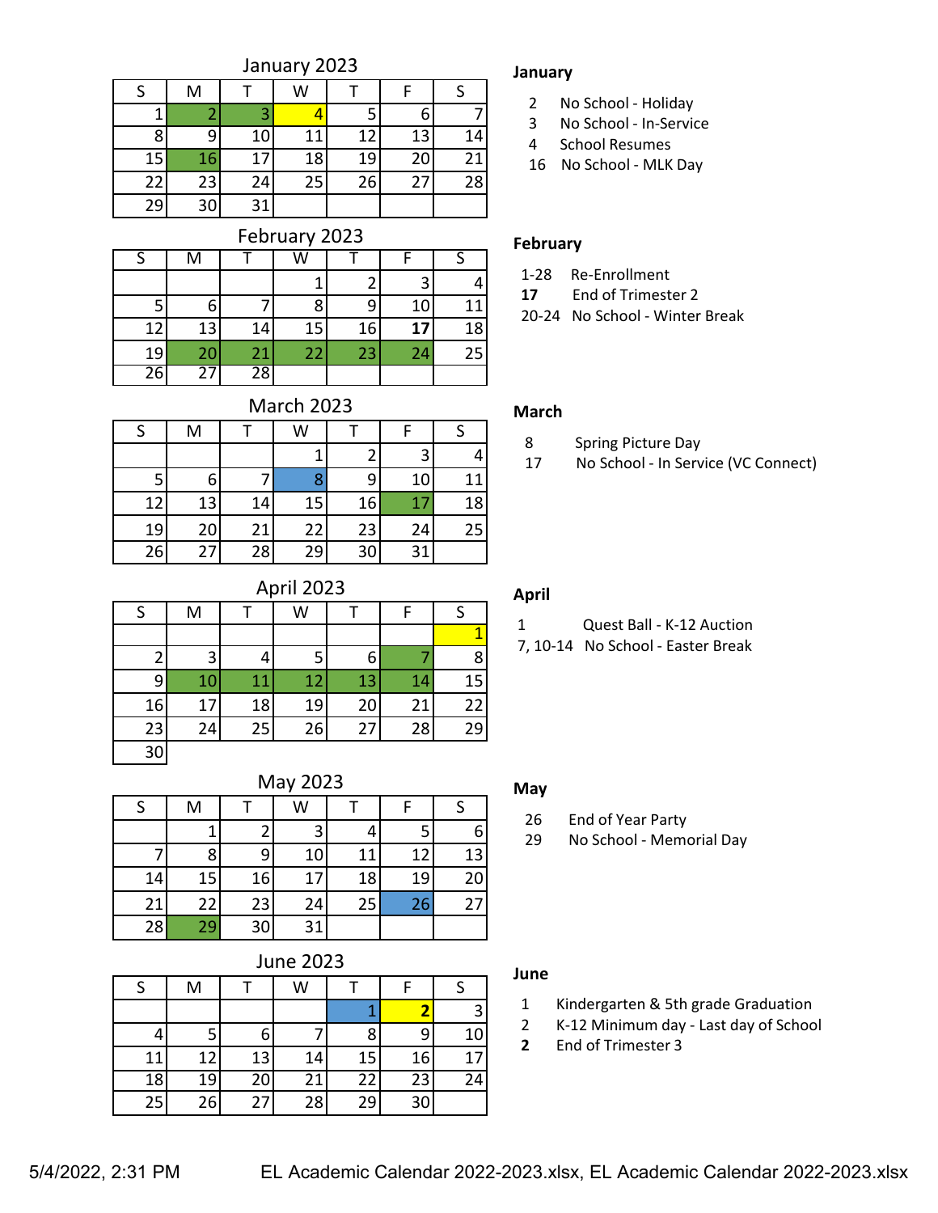## January 2023

| S | M | T | W | T | F | S |
|---|---|---|---|---|---|---|
| 1 | 2 | 3 | 4 | 5 | 6 | 7 |
| 8 | 9 | 10 | 11 | 12 | 13 | 14 |
| 15 | 16 | 17 | 18 | 19 | 20 | 21 |
| 22 | 23 | 24 | 25 | 26 | 27 | 28 |
| 29 | 30 | 31 | | | | |

**January**

- 2 No School - Holiday
- 3 No School - In-Service
- 4 School Resumes
- 16 No School - MLK Day

## February 2023

| S | M | T | W | T | F | S |
|---|---|---|---|---|---|---|
| | | | 1 | 2 | 3 | 4 |
| 5 | 6 | 7 | 8 | 9 | 10 | 11 |
| 12 | 13 | 14 | 15 | 16 | **17** | 18 |
| 19 | 20 | 21 | 22 | 23 | 24 | 25 |
| 26 | 27 | 28 | | | | |

**February**

- 1-28 Re-Enrollment
- **17** End of Trimester 2
- 20-24 No School - Winter Break

## March 2023

| S | M | T | W | T | F | S |
|---|---|---|---|---|---|---|
| | | | 1 | 2 | 3 | 4 |
| 5 | 6 | 7 | 8 | 9 | 10 | 11 |
| 12 | 13 | 14 | 15 | 16 | 17 | 18 |
| 19 | 20 | 21 | 22 | 23 | 24 | 25 |
| 26 | 27 | 28 | 29 | 30 | 31 | |

**March**

- 8 Spring Picture Day
- 17 No School - In Service (VC Connect)

## April 2023

| S | M | T | W | T | F | S |
|---|---|---|---|---|---|---|
| | | | | | | 1 |
| 2 | 3 | 4 | 5 | 6 | 7 | 8 |
| 9 | 10 | 11 | 12 | 13 | 14 | 15 |
| 16 | 17 | 18 | 19 | 20 | 21 | 22 |
| 23 | 24 | 25 | 26 | 27 | 28 | 29 |
| 30 | | | | | | |

**April**

- 1 Quest Ball - K-12 Auction
- 7, 10-14 No School - Easter Break

## May 2023

| S | M | T | W | T | F | S |
|---|---|---|---|---|---|---|
| | 1 | 2 | 3 | 4 | 5 | 6 |
| 7 | 8 | 9 | 10 | 11 | 12 | 13 |
| 14 | 15 | 16 | 17 | 18 | 19 | 20 |
| 21 | 22 | 23 | 24 | 25 | 26 | 27 |
| 28 | 29 | 30 | 31 | | | |

**May**

- 26 End of Year Party
- 29 No School - Memorial Day

## June 2023

| S | M | T | W | T | F | S |
|---|---|---|---|---|---|---|
| | | | | 1 | **2** | 3 |
| 4 | 5 | 6 | 7 | 8 | 9 | 10 |
| 11 | 12 | 13 | 14 | 15 | 16 | 17 |
| 18 | 19 | 20 | 21 | 22 | 23 | 24 |
| 25 | 26 | 27 | 28 | 29 | 30 | |

**June**

- 1 Kindergarten & 5th grade Graduation
- 2 K-12 Minimum day - Last day of School
- **2** End of Trimester 3